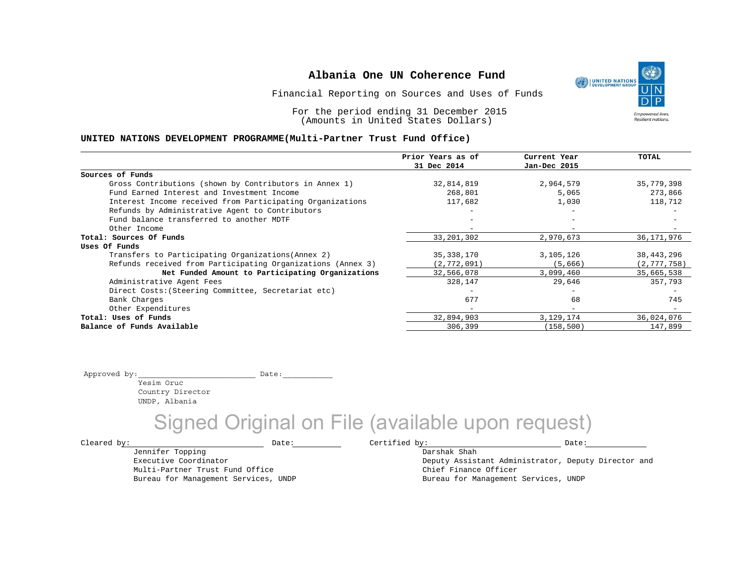# Albania One UN Coherence Fund

Financial Reporting on Sources and Uses of Funds

For the period ending 31 December 2015
(Amounts in United States Dollars)

**UNITED NATIONS DEVELOPMENT PROGRAMME(Multi-Partner Trust Fund Office)**

| | Prior Years as of 31 Dec 2014 | Current Year Jan-Dec 2015 | TOTAL |
|---|---|---|---|
| **Sources of Funds** | | | |
| Gross Contributions (shown by Contributors in Annex 1) | 32,814,819 | 2,964,579 | 35,779,398 |
| Fund Earned Interest and Investment Income | 268,801 | 5,065 | 273,866 |
| Interest Income received from Participating Organizations | 117,682 | 1,030 | 118,712 |
| Refunds by Administrative Agent to Contributors | - | - | - |
| Fund balance transferred to another MDTF | - | - | - |
| Other Income | - | - | - |
| **Total: Sources Of Funds** | 33,201,302 | 2,970,673 | 36,171,976 |
| **Uses Of Funds** | | | |
| Transfers to Participating Organizations(Annex 2) | 35,338,170 | 3,105,126 | 38,443,296 |
| Refunds received from Participating Organizations (Annex 3) | (2,772,091) | (5,666) | (2,777,758) |
| **Net Funded Amount to Participating Organizations** | 32,566,078 | 3,099,460 | 35,665,538 |
| Administrative Agent Fees | 328,147 | 29,646 | 357,793 |
| Direct Costs:(Steering Committee, Secretariat etc) | - | - | - |
| Bank Charges | 677 | 68 | 745 |
| Other Expenditures | - | - | - |
| **Total: Uses of Funds** | 32,894,903 | 3,129,174 | 36,024,076 |
| **Balance of Funds Available** | 306,399 | (158,500) | 147,899 |

Approved by:\_\_\_\_\_\_\_\_\_\_\_\_\_\_\_\_\_\_\_\_\_\_\_\_ Date:\_\_\_\_\_\_\_\_\_\_
Yesim Oruc
Country Director
UNDP, Albania

Signed Original on File (available upon request)

Cleared by:\_\_\_\_\_\_\_\_\_\_\_\_\_\_\_\_\_\_\_\_\_\_\_\_ Date:\_\_\_\_\_\_\_\_\_\_
Jennifer Topping
Executive Coordinator
Multi-Partner Trust Fund Office
Bureau for Management Services, UNDP

Certified by:\_\_\_\_\_\_\_\_\_\_\_\_\_\_\_\_\_\_\_\_\_\_\_\_ Date:\_\_\_\_\_\_\_\_\_\_
Darshak Shah
Deputy Assistant Administrator, Deputy Director and Chief Finance Officer
Bureau for Management Services, UNDP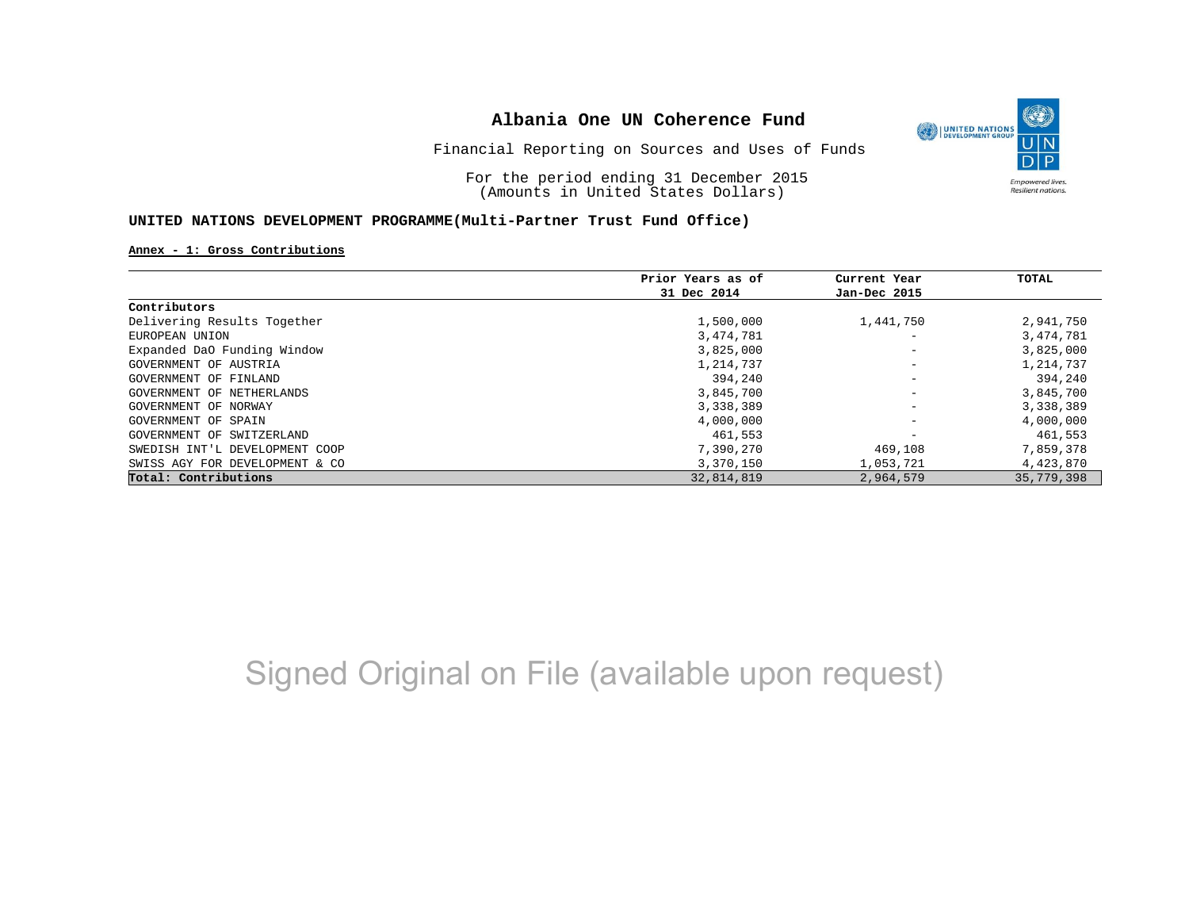# Albania One UN Coherence Fund

Financial Reporting on Sources and Uses of Funds

For the period ending 31 December 2015
(Amounts in United States Dollars)

## UNITED NATIONS DEVELOPMENT PROGRAMME(Multi-Partner Trust Fund Office)

**Annex - 1: Gross Contributions**

| | Prior Years as of 31 Dec 2014 | Current Year Jan-Dec 2015 | TOTAL |
|---|---|---|---|
| **Contributors** | | | |
| Delivering Results Together | 1,500,000 | 1,441,750 | 2,941,750 |
| EUROPEAN UNION | 3,474,781 | - | 3,474,781 |
| Expanded DaO Funding Window | 3,825,000 | - | 3,825,000 |
| GOVERNMENT OF AUSTRIA | 1,214,737 | - | 1,214,737 |
| GOVERNMENT OF FINLAND | 394,240 | - | 394,240 |
| GOVERNMENT OF NETHERLANDS | 3,845,700 | - | 3,845,700 |
| GOVERNMENT OF NORWAY | 3,338,389 | - | 3,338,389 |
| GOVERNMENT OF SPAIN | 4,000,000 | - | 4,000,000 |
| GOVERNMENT OF SWITZERLAND | 461,553 | - | 461,553 |
| SWEDISH INT'L DEVELOPMENT COOP | 7,390,270 | 469,108 | 7,859,378 |
| SWISS AGY FOR DEVELOPMENT & CO | 3,370,150 | 1,053,721 | 4,423,870 |
| **Total: Contributions** | 32,814,819 | 2,964,579 | 35,779,398 |

Signed Original on File (available upon request)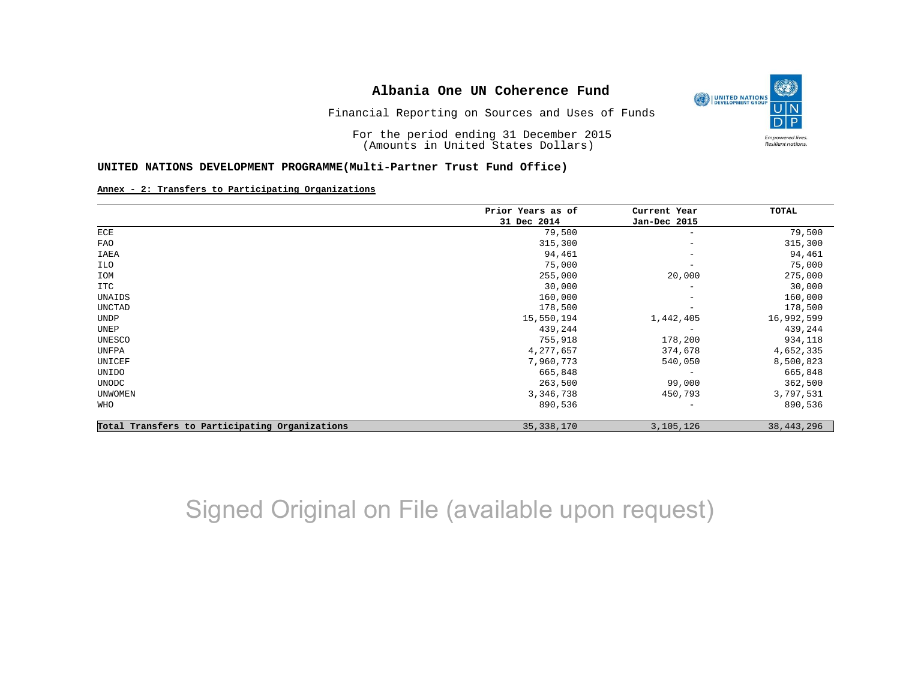# Albania One UN Coherence Fund

Financial Reporting on Sources and Uses of Funds

For the period ending 31 December 2015
(Amounts in United States Dollars)

**UNITED NATIONS DEVELOPMENT PROGRAMME(Multi-Partner Trust Fund Office)**

**Annex - 2: Transfers to Participating Organizations**

| | Prior Years as of 31 Dec 2014 | Current Year Jan-Dec 2015 | TOTAL |
|---|---|---|---|
| ECE | 79,500 | - | 79,500 |
| FAO | 315,300 | - | 315,300 |
| IAEA | 94,461 | - | 94,461 |
| ILO | 75,000 | - | 75,000 |
| IOM | 255,000 | 20,000 | 275,000 |
| ITC | 30,000 | - | 30,000 |
| UNAIDS | 160,000 | - | 160,000 |
| UNCTAD | 178,500 | - | 178,500 |
| UNDP | 15,550,194 | 1,442,405 | 16,992,599 |
| UNEP | 439,244 | - | 439,244 |
| UNESCO | 755,918 | 178,200 | 934,118 |
| UNFPA | 4,277,657 | 374,678 | 4,652,335 |
| UNICEF | 7,960,773 | 540,050 | 8,500,823 |
| UNIDO | 665,848 | - | 665,848 |
| UNODC | 263,500 | 99,000 | 362,500 |
| UNWOMEN | 3,346,738 | 450,793 | 3,797,531 |
| WHO | 890,536 | - | 890,536 |
| **Total Transfers to Participating Organizations** | 35,338,170 | 3,105,126 | 38,443,296 |

Signed Original on File (available upon request)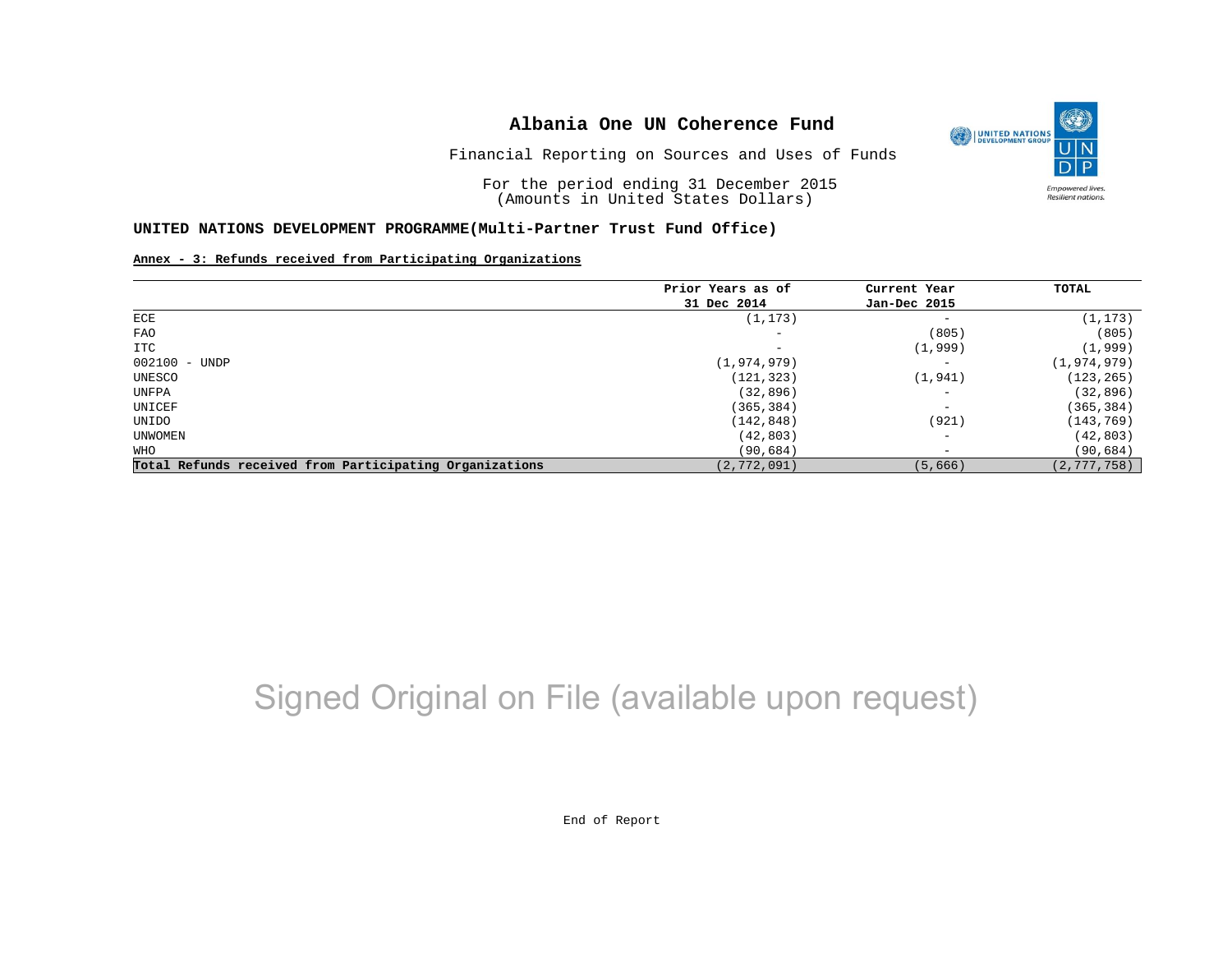# Albania One UN Coherence Fund

Financial Reporting on Sources and Uses of Funds

For the period ending 31 December 2015
(Amounts in United States Dollars)

**UNITED NATIONS DEVELOPMENT PROGRAMME(Multi-Partner Trust Fund Office)**

**Annex - 3: Refunds received from Participating Organizations**

| | Prior Years as of 31 Dec 2014 | Current Year Jan-Dec 2015 | TOTAL |
|---|---|---|---|
| ECE | (1,173) | - | (1,173) |
| FAO | - | (805) | (805) |
| ITC | - | (1,999) | (1,999) |
| 002100 - UNDP | (1,974,979) | - | (1,974,979) |
| UNESCO | (121,323) | (1,941) | (123,265) |
| UNFPA | (32,896) | - | (32,896) |
| UNICEF | (365,384) | - | (365,384) |
| UNIDO | (142,848) | (921) | (143,769) |
| UNWOMEN | (42,803) | - | (42,803) |
| WHO | (90,684) | - | (90,684) |
| **Total Refunds received from Participating Organizations** | (2,772,091) | (5,666) | (2,777,758) |

Signed Original on File (available upon request)

End of Report